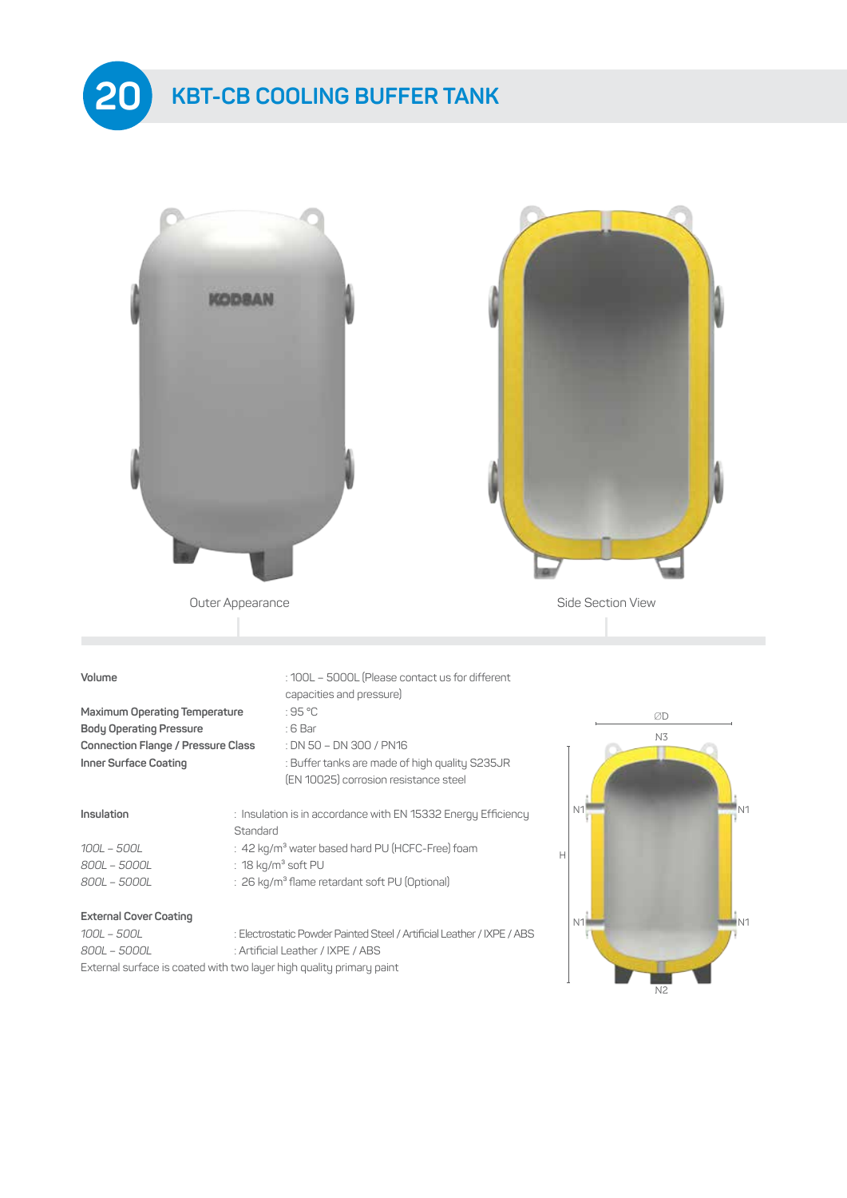# 20 KBT-CB COOLING BUFFER TANK

Outer Appearance

Side Section View

| | |
|---|---|
| **Volume** | : 100L – 5000L (Please contact us for different capacities and pressure) |
| **Maximum Operating Temperature** | : 95 °C |
| **Body Operating Pressure** | : 6 Bar |
| **Connection Flange / Pressure Class** | : DN 50 – DN 300 / PN16 |
| **Inner Surface Coating** | : Buffer tanks are made of high quality S235JR (EN 10025) corrosion resistance steel |

| | |
|---|---|
| **Insulation** | : Insulation is in accordance with EN 15332 Energy Efficiency Standard |
| *100L – 500L* | : 42 kg/m³ water based hard PU (HCFC-Free) foam |
| *800L – 5000L* | : 18 kg/m³ soft PU |
| *800L – 5000L* | : 26 kg/m³ flame retardant soft PU (Optional) |

**External Cover Coating**

| | |
|---|---|
| *100L – 500L* | : Electrostatic Powder Painted Steel / Artificial Leather / IXPE / ABS |
| *800L – 5000L* | : Artificial Leather / IXPE / ABS |

External surface is coated with two layer high quality primary paint

ØD
N3
N1
N1
H
N1
N1
N2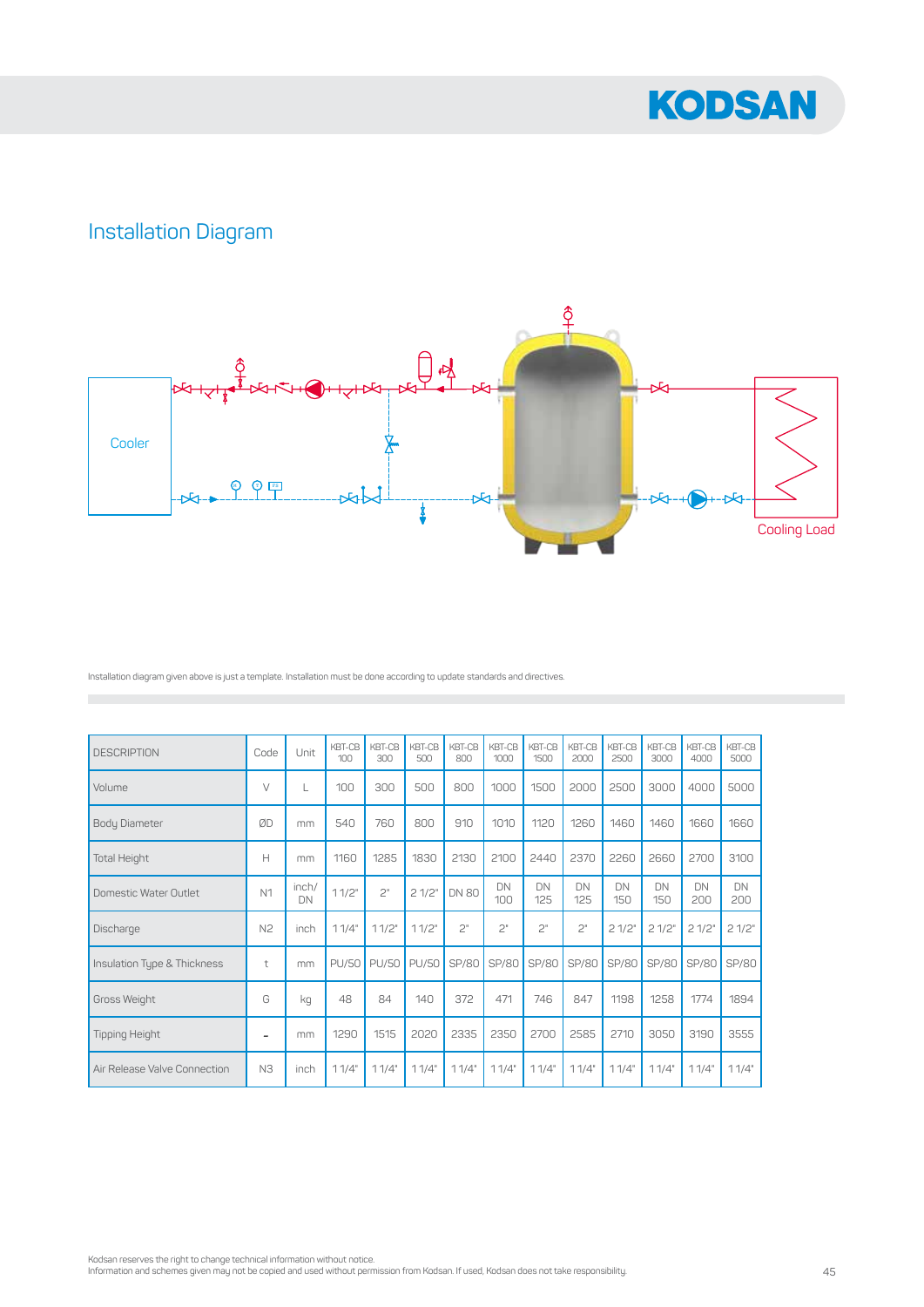## Installation Diagram

Cooler

Cooling Load

Installation diagram given above is just a template. Installation must be done according to update standards and directives.

| DESCRIPTION | Code | Unit | KBT-CB 100 | KBT-CB 300 | KBT-CB 500 | KBT-CB 800 | KBT-CB 1000 | KBT-CB 1500 | KBT-CB 2000 | KBT-CB 2500 | KBT-CB 3000 | KBT-CB 4000 | KBT-CB 5000 |
|---|---|---|---|---|---|---|---|---|---|---|---|---|---|
| Volume | V | L | 100 | 300 | 500 | 800 | 1000 | 1500 | 2000 | 2500 | 3000 | 4000 | 5000 |
| Body Diameter | ØD | mm | 540 | 760 | 800 | 910 | 1010 | 1120 | 1260 | 1460 | 1460 | 1660 | 1660 |
| Total Height | H | mm | 1160 | 1285 | 1830 | 2130 | 2100 | 2440 | 2370 | 2260 | 2660 | 2700 | 3100 |
| Domestic Water Outlet | N1 | inch/ DN | 1 1/2" | 2" | 2 1/2" | DN 80 | DN 100 | DN 125 | DN 125 | DN 150 | DN 150 | DN 200 | DN 200 |
| Discharge | N2 | inch | 1 1/4" | 1 1/2" | 1 1/2" | 2" | 2" | 2" | 2" | 2 1/2" | 2 1/2" | 2 1/2" | 2 1/2" |
| Insulation Type & Thickness | t | mm | PU/50 | PU/50 | PU/50 | SP/80 | SP/80 | SP/80 | SP/80 | SP/80 | SP/80 | SP/80 | SP/80 |
| Gross Weight | G | kg | 48 | 84 | 140 | 372 | 471 | 746 | 847 | 1198 | 1258 | 1774 | 1894 |
| Tipping Height | - | mm | 1290 | 1515 | 2020 | 2335 | 2350 | 2700 | 2585 | 2710 | 3050 | 3190 | 3555 |
| Air Release Valve Connection | N3 | inch | 1 1/4" | 1 1/4" | 1 1/4" | 1 1/4" | 1 1/4" | 1 1/4" | 1 1/4" | 1 1/4" | 1 1/4" | 1 1/4" | 1 1/4" |

Kodsan reserves the right to change technical information without notice.
Information and schemes given may not be copied and used without permission from Kodsan. If used, Kodsan does not take responsibility.